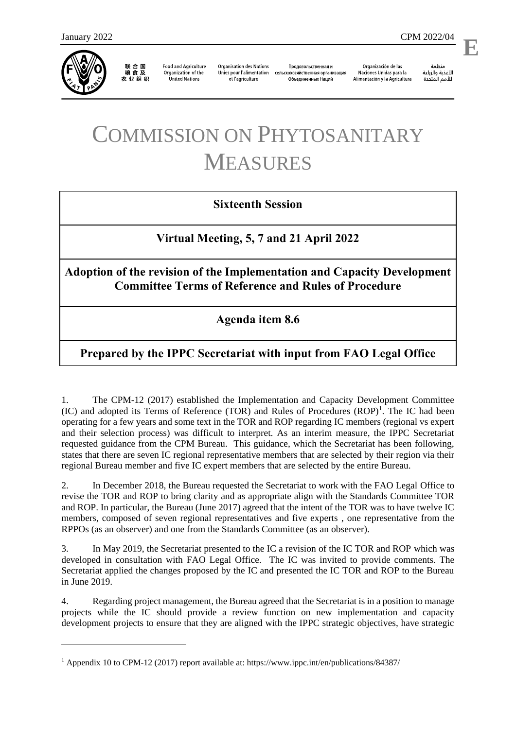January 2022 CPM 2022/04

**E**

联合国粮食及农业组织 | Food and Agriculture Organization of the United Nations | Organisation des Nations Unies pour l'alimentation et l'agriculture | Продовольственная и сельскохозяйственная организация Объединенных Наций | Organización de las Naciones Unidas para la Alimentación y la Agricultura | منظمة الأغذية والزراعة للأمم المتحدة

# COMMISSION ON PHYTOSANITARY MEASURES

**Sixteenth Session**

**Virtual Meeting, 5, 7 and 21 April 2022**

**Adoption of the revision of the Implementation and Capacity Development Committee Terms of Reference and Rules of Procedure**

**Agenda item 8.6**

**Prepared by the IPPC Secretariat with input from FAO Legal Office**

1. The CPM-12 (2017) established the Implementation and Capacity Development Committee (IC) and adopted its Terms of Reference (TOR) and Rules of Procedures (ROP)[1]. The IC had been operating for a few years and some text in the TOR and ROP regarding IC members (regional vs expert and their selection process) was difficult to interpret. As an interim measure, the IPPC Secretariat requested guidance from the CPM Bureau. This guidance, which the Secretariat has been following, states that there are seven IC regional representative members that are selected by their region via their regional Bureau member and five IC expert members that are selected by the entire Bureau.

2. In December 2018, the Bureau requested the Secretariat to work with the FAO Legal Office to revise the TOR and ROP to bring clarity and as appropriate align with the Standards Committee TOR and ROP. In particular, the Bureau (June 2017) agreed that the intent of the TOR was to have twelve IC members, composed of seven regional representatives and five experts , one representative from the RPPOs (as an observer) and one from the Standards Committee (as an observer).

3. In May 2019, the Secretariat presented to the IC a revision of the IC TOR and ROP which was developed in consultation with FAO Legal Office. The IC was invited to provide comments. The Secretariat applied the changes proposed by the IC and presented the IC TOR and ROP to the Bureau in June 2019.

4. Regarding project management, the Bureau agreed that the Secretariat is in a position to manage projects while the IC should provide a review function on new implementation and capacity development projects to ensure that they are aligned with the IPPC strategic objectives, have strategic

[1] Appendix 10 to CPM-12 (2017) report available at: https://www.ippc.int/en/publications/84387/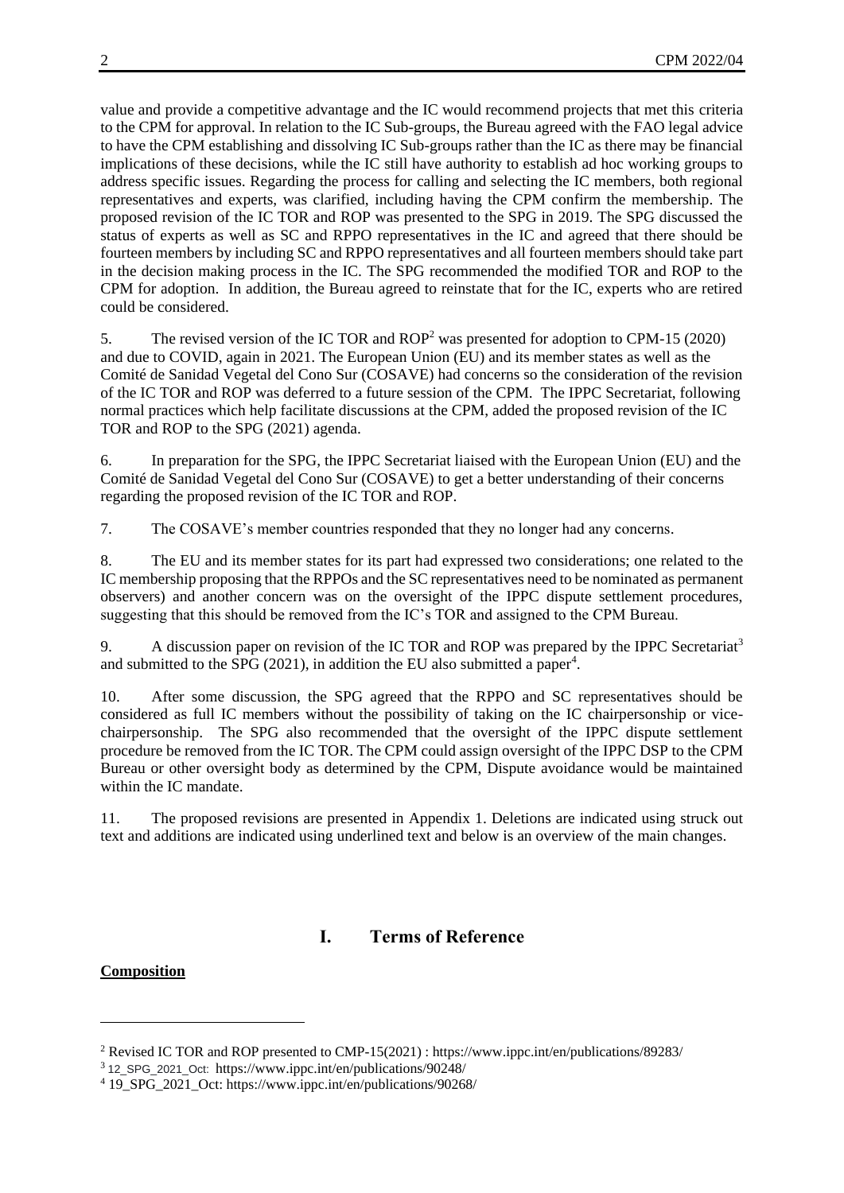value and provide a competitive advantage and the IC would recommend projects that met this criteria to the CPM for approval. In relation to the IC Sub-groups, the Bureau agreed with the FAO legal advice to have the CPM establishing and dissolving IC Sub-groups rather than the IC as there may be financial implications of these decisions, while the IC still have authority to establish ad hoc working groups to address specific issues. Regarding the process for calling and selecting the IC members, both regional representatives and experts, was clarified, including having the CPM confirm the membership. The proposed revision of the IC TOR and ROP was presented to the SPG in 2019. The SPG discussed the status of experts as well as SC and RPPO representatives in the IC and agreed that there should be fourteen members by including SC and RPPO representatives and all fourteen members should take part in the decision making process in the IC. The SPG recommended the modified TOR and ROP to the CPM for adoption. In addition, the Bureau agreed to reinstate that for the IC, experts who are retired could be considered.

5. The revised version of the IC TOR and ROP[2] was presented for adoption to CPM-15 (2020) and due to COVID, again in 2021. The European Union (EU) and its member states as well as the Comité de Sanidad Vegetal del Cono Sur (COSAVE) had concerns so the consideration of the revision of the IC TOR and ROP was deferred to a future session of the CPM. The IPPC Secretariat, following normal practices which help facilitate discussions at the CPM, added the proposed revision of the IC TOR and ROP to the SPG (2021) agenda.

6. In preparation for the SPG, the IPPC Secretariat liaised with the European Union (EU) and the Comité de Sanidad Vegetal del Cono Sur (COSAVE) to get a better understanding of their concerns regarding the proposed revision of the IC TOR and ROP.

7. The COSAVE's member countries responded that they no longer had any concerns.

8. The EU and its member states for its part had expressed two considerations; one related to the IC membership proposing that the RPPOs and the SC representatives need to be nominated as permanent observers) and another concern was on the oversight of the IPPC dispute settlement procedures, suggesting that this should be removed from the IC's TOR and assigned to the CPM Bureau.

9. A discussion paper on revision of the IC TOR and ROP was prepared by the IPPC Secretariat[3] and submitted to the SPG (2021), in addition the EU also submitted a paper[4].

10. After some discussion, the SPG agreed that the RPPO and SC representatives should be considered as full IC members without the possibility of taking on the IC chairpersonship or vice-chairpersonship. The SPG also recommended that the oversight of the IPPC dispute settlement procedure be removed from the IC TOR. The CPM could assign oversight of the IPPC DSP to the CPM Bureau or other oversight body as determined by the CPM, Dispute avoidance would be maintained within the IC mandate.

11. The proposed revisions are presented in Appendix 1. Deletions are indicated using struck out text and additions are indicated using underlined text and below is an overview of the main changes.

## I. Terms of Reference

**Composition**

---

[2] Revised IC TOR and ROP presented to CMP-15(2021) : https://www.ippc.int/en/publications/89283/

[3] 12_SPG_2021_Oct: https://www.ippc.int/en/publications/90248/

[4] 19_SPG_2021_Oct: https://www.ippc.int/en/publications/90268/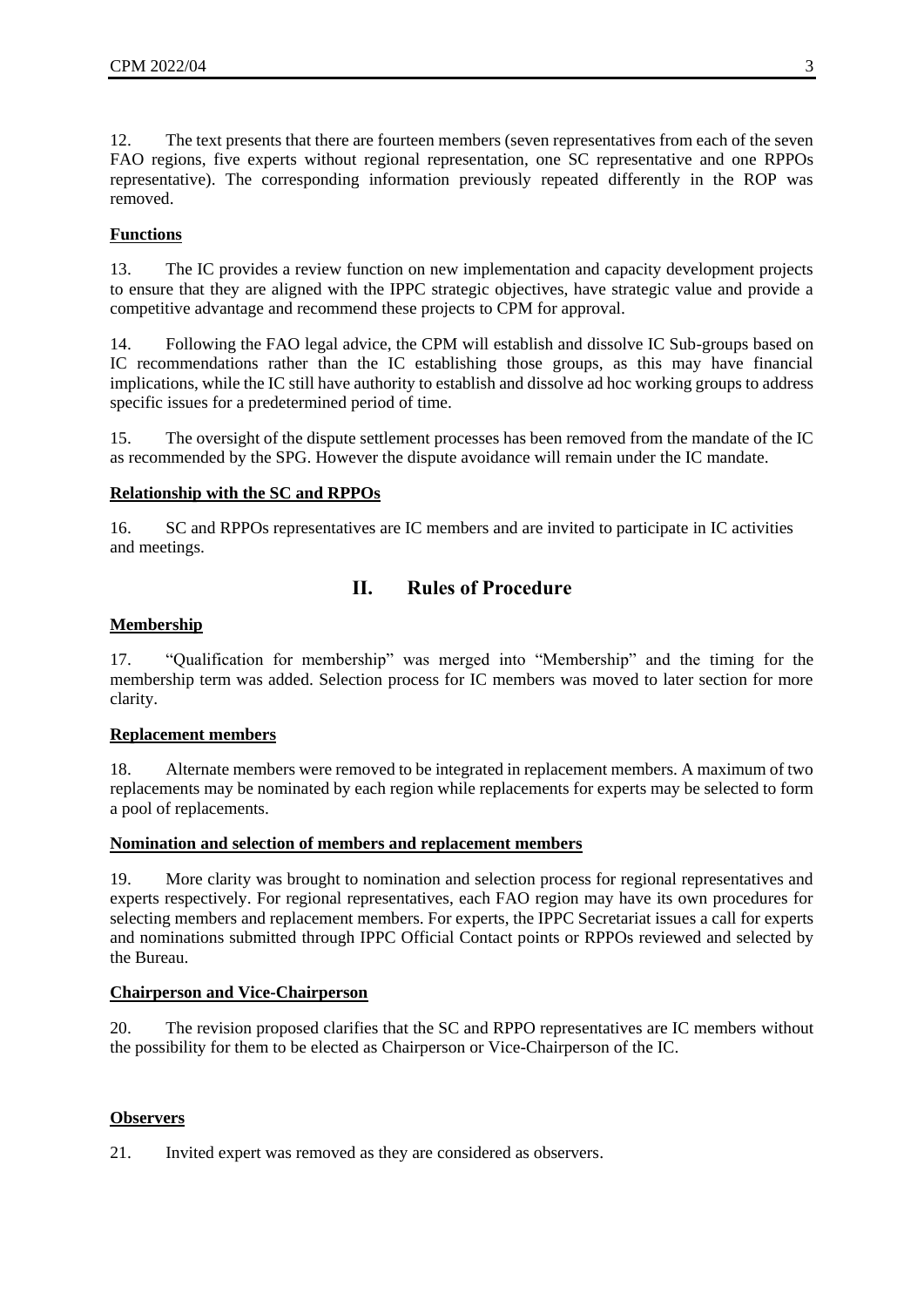12. The text presents that there are fourteen members (seven representatives from each of the seven FAO regions, five experts without regional representation, one SC representative and one RPPOs representative). The corresponding information previously repeated differently in the ROP was removed.

**Functions**

13. The IC provides a review function on new implementation and capacity development projects to ensure that they are aligned with the IPPC strategic objectives, have strategic value and provide a competitive advantage and recommend these projects to CPM for approval.

14. Following the FAO legal advice, the CPM will establish and dissolve IC Sub-groups based on IC recommendations rather than the IC establishing those groups, as this may have financial implications, while the IC still have authority to establish and dissolve ad hoc working groups to address specific issues for a predetermined period of time.

15. The oversight of the dispute settlement processes has been removed from the mandate of the IC as recommended by the SPG. However the dispute avoidance will remain under the IC mandate.

**Relationship with the SC and RPPOs**

16. SC and RPPOs representatives are IC members and are invited to participate in IC activities and meetings.

## II. Rules of Procedure

**Membership**

17. "Qualification for membership" was merged into "Membership" and the timing for the membership term was added. Selection process for IC members was moved to later section for more clarity.

**Replacement members**

18. Alternate members were removed to be integrated in replacement members. A maximum of two replacements may be nominated by each region while replacements for experts may be selected to form a pool of replacements.

**Nomination and selection of members and replacement members**

19. More clarity was brought to nomination and selection process for regional representatives and experts respectively. For regional representatives, each FAO region may have its own procedures for selecting members and replacement members. For experts, the IPPC Secretariat issues a call for experts and nominations submitted through IPPC Official Contact points or RPPOs reviewed and selected by the Bureau.

**Chairperson and Vice-Chairperson**

20. The revision proposed clarifies that the SC and RPPO representatives are IC members without the possibility for them to be elected as Chairperson or Vice-Chairperson of the IC.

**Observers**

21. Invited expert was removed as they are considered as observers.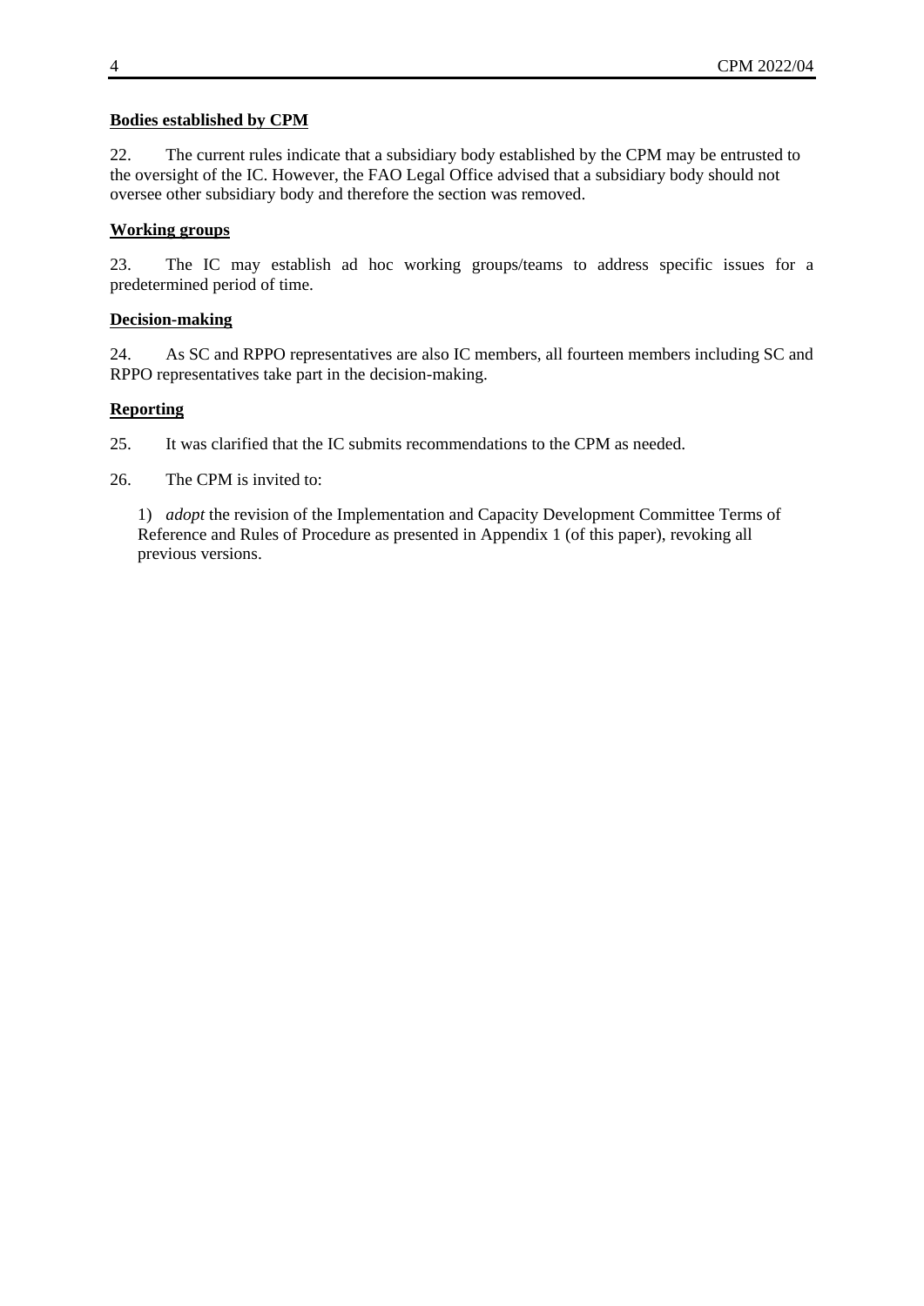**Bodies established by CPM**

22. The current rules indicate that a subsidiary body established by the CPM may be entrusted to the oversight of the IC. However, the FAO Legal Office advised that a subsidiary body should not oversee other subsidiary body and therefore the section was removed.

**Working groups**

23. The IC may establish ad hoc working groups/teams to address specific issues for a predetermined period of time.

**Decision-making**

24. As SC and RPPO representatives are also IC members, all fourteen members including SC and RPPO representatives take part in the decision-making.

**Reporting**

25. It was clarified that the IC submits recommendations to the CPM as needed.

26. The CPM is invited to:

1) *adopt* the revision of the Implementation and Capacity Development Committee Terms of Reference and Rules of Procedure as presented in Appendix 1 (of this paper), revoking all previous versions.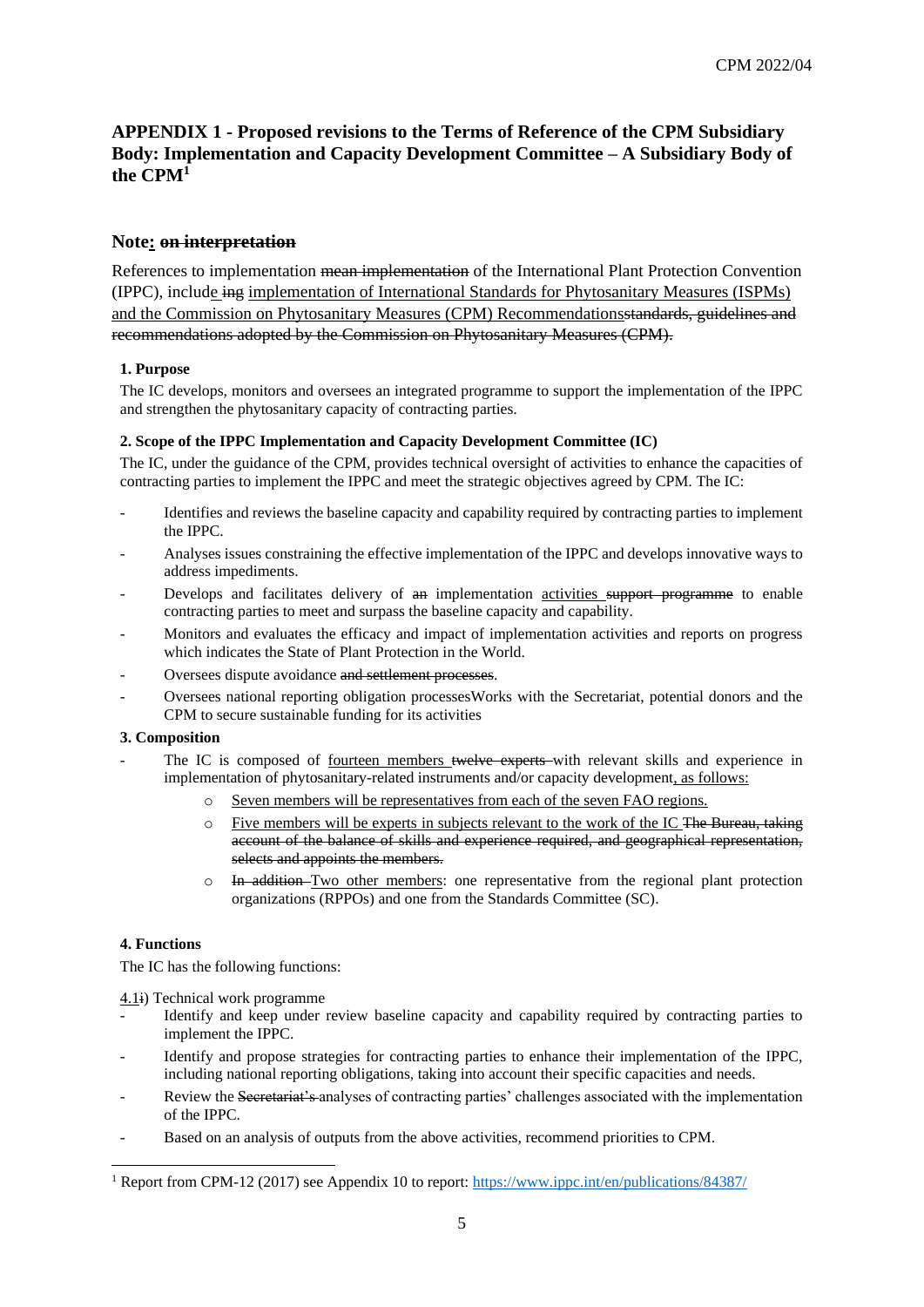## APPENDIX 1 - Proposed revisions to the Terms of Reference of the CPM Subsidiary Body: Implementation and Capacity Development Committee – A Subsidiary Body of the CPM[1]

### Note: ~~on interpretation~~

References to implementation ~~mean implementation~~ of the International Plant Protection Convention (IPPC), include ~~ing~~ implementation of International Standards for Phytosanitary Measures (ISPMs) and the Commission on Phytosanitary Measures (CPM) Recommendations~~standards, guidelines and recommendations adopted by the Commission on Phytosanitary Measures (CPM).~~

**1. Purpose**

The IC develops, monitors and oversees an integrated programme to support the implementation of the IPPC and strengthen the phytosanitary capacity of contracting parties.

**2. Scope of the IPPC Implementation and Capacity Development Committee (IC)**

The IC, under the guidance of the CPM, provides technical oversight of activities to enhance the capacities of contracting parties to implement the IPPC and meet the strategic objectives agreed by CPM. The IC:

- Identifies and reviews the baseline capacity and capability required by contracting parties to implement the IPPC.
- Analyses issues constraining the effective implementation of the IPPC and develops innovative ways to address impediments.
- Develops and facilitates delivery of ~~an~~ implementation activities ~~support programme~~ to enable contracting parties to meet and surpass the baseline capacity and capability.
- Monitors and evaluates the efficacy and impact of implementation activities and reports on progress which indicates the State of Plant Protection in the World.
- Oversees dispute avoidance ~~and settlement processes~~.
- Oversees national reporting obligation processesWorks with the Secretariat, potential donors and the CPM to secure sustainable funding for its activities

**3. Composition**

- The IC is composed of fourteen members ~~twelve experts~~ with relevant skills and experience in implementation of phytosanitary-related instruments and/or capacity development, as follows:
  - Seven members will be representatives from each of the seven FAO regions.
  - Five members will be experts in subjects relevant to the work of the IC ~~The Bureau, taking account of the balance of skills and experience required, and geographical representation, selects and appoints the members.~~
  - ~~In addition~~ Two other members: one representative from the regional plant protection organizations (RPPOs) and one from the Standards Committee (SC).

**4. Functions**

The IC has the following functions:

4.1~~i~~) Technical work programme

- Identify and keep under review baseline capacity and capability required by contracting parties to implement the IPPC.
- Identify and propose strategies for contracting parties to enhance their implementation of the IPPC, including national reporting obligations, taking into account their specific capacities and needs.
- Review the ~~Secretariat's~~ analyses of contracting parties' challenges associated with the implementation of the IPPC.
- Based on an analysis of outputs from the above activities, recommend priorities to CPM.

---

[1] Report from CPM-12 (2017) see Appendix 10 to report: https://www.ippc.int/en/publications/84387/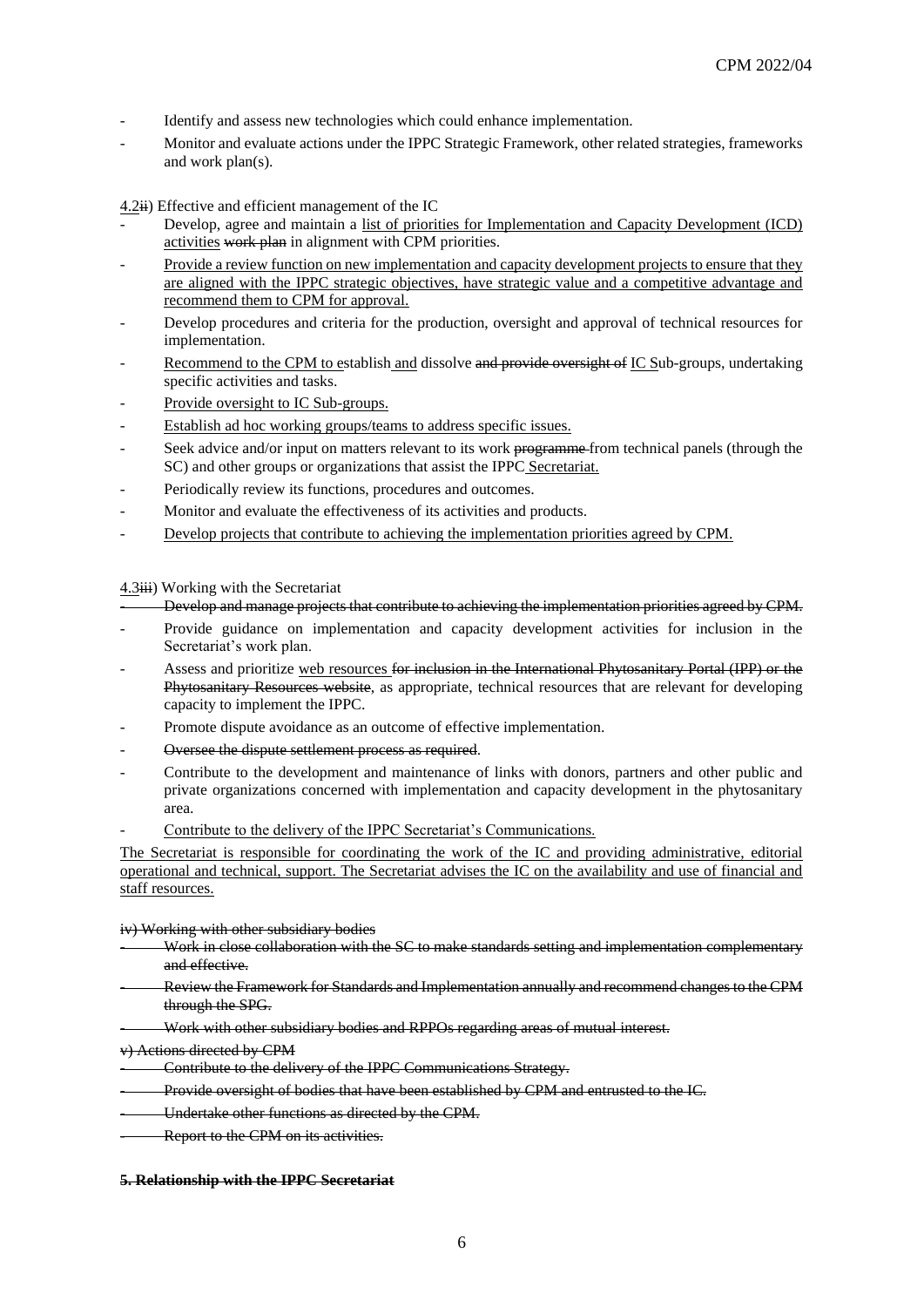- Identify and assess new technologies which could enhance implementation.
- Monitor and evaluate actions under the IPPC Strategic Framework, other related strategies, frameworks and work plan(s).

<u>4.2</u>~~ii~~) Effective and efficient management of the IC

- Develop, agree and maintain a <u>list of priorities for Implementation and Capacity Development (ICD) activities</u> ~~work plan~~ in alignment with CPM priorities.
- <u>Provide a review function on new implementation and capacity development projects to ensure that they are aligned with the IPPC strategic objectives, have strategic value and a competitive advantage and recommend them to CPM for approval.</u>
- Develop procedures and criteria for the production, oversight and approval of technical resources for implementation.
- <u>Recommend to the CPM to e</u>stablish <u>and</u> dissolve ~~and provide oversight of~~ <u>IC S</u>ub-groups, undertaking specific activities and tasks.
- <u>Provide oversight to IC Sub-groups.</u>
- <u>Establish ad hoc working groups/teams to address specific issues.</u>
- Seek advice and/or input on matters relevant to its work ~~programme~~ from technical panels (through the SC) and other groups or organizations that assist the IPPC <u>Secretariat.</u>
- Periodically review its functions, procedures and outcomes.
- Monitor and evaluate the effectiveness of its activities and products.
- <u>Develop projects that contribute to achieving the implementation priorities agreed by CPM.</u>

<u>4.3</u>~~iii~~) Working with the Secretariat

- ~~Develop and manage projects that contribute to achieving the implementation priorities agreed by CPM.~~
- Provide guidance on implementation and capacity development activities for inclusion in the Secretariat's work plan.
- Assess and prioritize <u>web resources</u> ~~for inclusion in the International Phytosanitary Portal (IPP) or the Phytosanitary Resources website~~, as appropriate, technical resources that are relevant for developing capacity to implement the IPPC.
- Promote dispute avoidance as an outcome of effective implementation.
- ~~Oversee the dispute settlement process as required~~.
- Contribute to the development and maintenance of links with donors, partners and other public and private organizations concerned with implementation and capacity development in the phytosanitary area.
- <u>Contribute to the delivery of the IPPC Secretariat's Communications.</u>

<u>The Secretariat is responsible for coordinating the work of the IC and providing administrative, editorial operational and technical, support. The Secretariat advises the IC on the availability and use of financial and staff resources.</u>

~~iv) Working with other subsidiary bodies~~

- ~~Work in close collaboration with the SC to make standards setting and implementation complementary and effective.~~
- ~~Review the Framework for Standards and Implementation annually and recommend changes to the CPM through the SPG.~~
- ~~Work with other subsidiary bodies and RPPOs regarding areas of mutual interest.~~

~~v) Actions directed by CPM~~

- ~~Contribute to the delivery of the IPPC Communications Strategy.~~
- ~~Provide oversight of bodies that have been established by CPM and entrusted to the IC.~~
- ~~Undertake other functions as directed by the CPM.~~
- ~~Report to the CPM on its activities.~~

~~**5. Relationship with the IPPC Secretariat**~~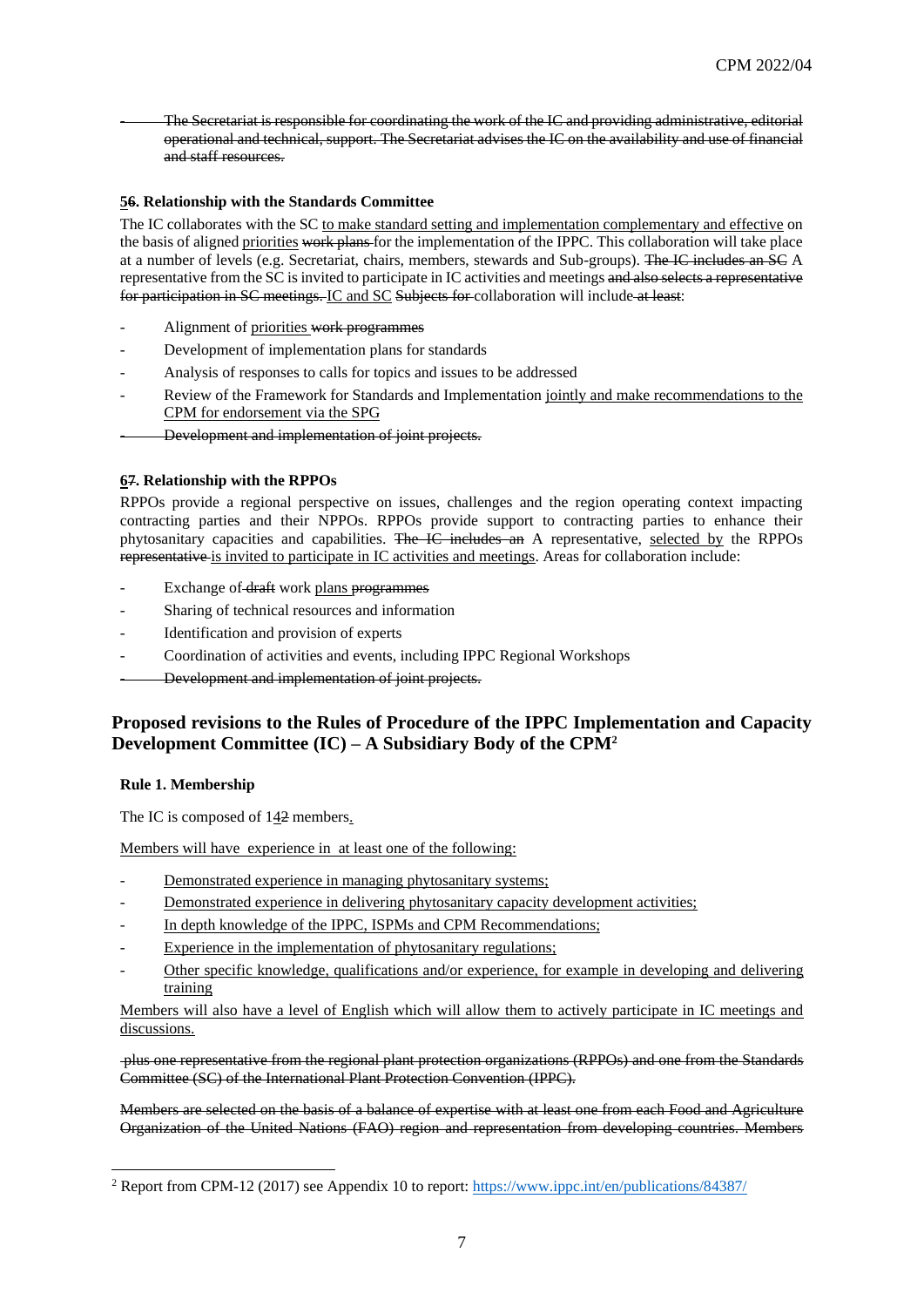- ~~The Secretariat is responsible for coordinating the work of the IC and providing administrative, editorial operational and technical, support. The Secretariat advises the IC on the availability and use of financial and staff resources.~~

#### 5~~6~~. Relationship with the Standards Committee

The IC collaborates with the SC to make standard setting and implementation complementary and effective on the basis of aligned priorities ~~work plans~~ for the implementation of the IPPC. This collaboration will take place at a number of levels (e.g. Secretariat, chairs, members, stewards and Sub-groups). ~~The IC includes an SC~~ A representative from the SC is invited to participate in IC activities and meetings ~~and also selects a representative for participation in SC meetings.~~ IC and SC ~~Subjects for~~ collaboration will include ~~at least~~:

- Alignment of priorities ~~work programmes~~
- Development of implementation plans for standards
- Analysis of responses to calls for topics and issues to be addressed
- Review of the Framework for Standards and Implementation jointly and make recommendations to the CPM for endorsement via the SPG
- ~~Development and implementation of joint projects.~~

#### 6~~7~~. Relationship with the RPPOs

RPPOs provide a regional perspective on issues, challenges and the region operating context impacting contracting parties and their NPPOs. RPPOs provide support to contracting parties to enhance their phytosanitary capacities and capabilities. ~~The IC includes an~~ A representative, selected by the RPPOs ~~representative~~ is invited to participate in IC activities and meetings. Areas for collaboration include:

- Exchange of ~~draft~~ work plans ~~programmes~~
- Sharing of technical resources and information
- Identification and provision of experts
- Coordination of activities and events, including IPPC Regional Workshops
- ~~Development and implementation of joint projects.~~

## Proposed revisions to the Rules of Procedure of the IPPC Implementation and Capacity Development Committee (IC) – A Subsidiary Body of the CPM[2]

#### Rule 1. Membership

The IC is composed of 14~~2~~ members.

Members will have experience in at least one of the following:

- Demonstrated experience in managing phytosanitary systems;
- Demonstrated experience in delivering phytosanitary capacity development activities;
- In depth knowledge of the IPPC, ISPMs and CPM Recommendations;
- Experience in the implementation of phytosanitary regulations;
- Other specific knowledge, qualifications and/or experience, for example in developing and delivering training

Members will also have a level of English which will allow them to actively participate in IC meetings and discussions.

~~plus one representative from the regional plant protection organizations (RPPOs) and one from the Standards Committee (SC) of the International Plant Protection Convention (IPPC).~~

~~Members are selected on the basis of a balance of expertise with at least one from each Food and Agriculture Organization of the United Nations (FAO) region and representation from developing countries. Members~~

[2] Report from CPM-12 (2017) see Appendix 10 to report: https://www.ippc.int/en/publications/84387/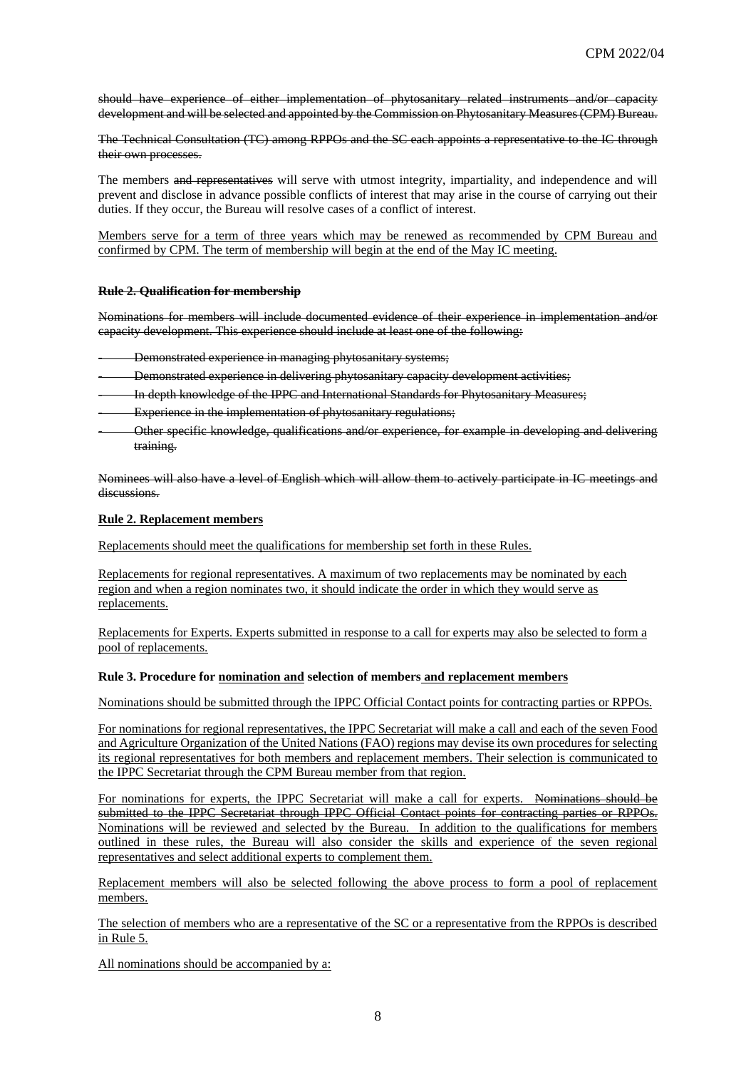~~should have experience of either implementation of phytosanitary related instruments and/or capacity development and will be selected and appointed by the Commission on Phytosanitary Measures (CPM) Bureau.~~

~~The Technical Consultation (TC) among RPPOs and the SC each appoints a representative to the IC through their own processes.~~

The members ~~and representatives~~ will serve with utmost integrity, impartiality, and independence and will prevent and disclose in advance possible conflicts of interest that may arise in the course of carrying out their duties. If they occur, the Bureau will resolve cases of a conflict of interest.

<u>Members serve for a term of three years which may be renewed as recommended by CPM Bureau and confirmed by CPM. The term of membership will begin at the end of the May IC meeting.</u>

**~~Rule 2. Qualification for membership~~**

~~Nominations for members will include documented evidence of their experience in implementation and/or capacity development. This experience should include at least one of the following:~~

- ~~Demonstrated experience in managing phytosanitary systems;~~
- ~~Demonstrated experience in delivering phytosanitary capacity development activities;~~
- ~~In depth knowledge of the IPPC and International Standards for Phytosanitary Measures;~~
- ~~Experience in the implementation of phytosanitary regulations;~~
- ~~Other specific knowledge, qualifications and/or experience, for example in developing and delivering training.~~

~~Nominees will also have a level of English which will allow them to actively participate in IC meetings and discussions.~~

**<u>Rule 2. Replacement members</u>**

<u>Replacements should meet the qualifications for membership set forth in these Rules.</u>

<u>Replacements for regional representatives. A maximum of two replacements may be nominated by each region and when a region nominates two, it should indicate the order in which they would serve as replacements.</u>

<u>Replacements for Experts. Experts submitted in response to a call for experts may also be selected to form a pool of replacements.</u>

**Rule 3. Procedure for <u>nomination and</u> selection of members <u>and replacement members</u>**

<u>Nominations should be submitted through the IPPC Official Contact points for contracting parties or RPPOs.</u>

<u>For nominations for regional representatives, the IPPC Secretariat will make a call and each of the seven Food and Agriculture Organization of the United Nations (FAO) regions may devise its own procedures for selecting its regional representatives for both members and replacement members. Their selection is communicated to the IPPC Secretariat through the CPM Bureau member from that region.</u>

<u>For nominations for experts, the IPPC Secretariat will make a call for experts.</u> ~~Nominations should be submitted to the IPPC Secretariat through IPPC Official Contact points for contracting parties or RPPOs.~~ <u>Nominations will be reviewed and selected by the Bureau. In addition to the qualifications for members outlined in these rules, the Bureau will also consider the skills and experience of the seven regional representatives and select additional experts to complement them.</u>

<u>Replacement members will also be selected following the above process to form a pool of replacement members.</u>

<u>The selection of members who are a representative of the SC or a representative from the RPPOs is described in Rule 5.</u>

<u>All nominations should be accompanied by a:</u>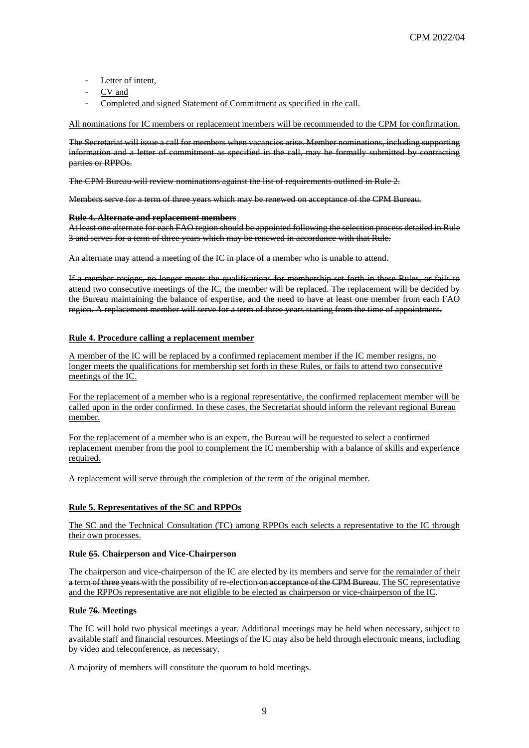- Letter of intent,
- CV and
- Completed and signed Statement of Commitment as specified in the call.

All nominations for IC members or replacement members will be recommended to the CPM for confirmation.

~~The Secretariat will issue a call for members when vacancies arise. Member nominations, including supporting information and a letter of commitment as specified in the call, may be formally submitted by contracting parties or RPPOs.~~

~~The CPM Bureau will review nominations against the list of requirements outlined in Rule 2.~~

~~Members serve for a term of three years which may be renewed on acceptance of the CPM Bureau.~~

~~**Rule 4. Alternate and replacement members**~~

~~At least one alternate for each FAO region should be appointed following the selection process detailed in Rule 3 and serves for a term of three years which may be renewed in accordance with that Rule.~~

~~An alternate may attend a meeting of the IC in place of a member who is unable to attend.~~

~~If a member resigns, no longer meets the qualifications for membership set forth in these Rules, or fails to attend two consecutive meetings of the IC, the member will be replaced. The replacement will be decided by the Bureau maintaining the balance of expertise, and the need to have at least one member from each FAO region. A replacement member will serve for a term of three years starting from the time of appointment.~~

**Rule 4. Procedure calling a replacement member**

A member of the IC will be replaced by a confirmed replacement member if the IC member resigns, no longer meets the qualifications for membership set forth in these Rules, or fails to attend two consecutive meetings of the IC.

For the replacement of a member who is a regional representative, the confirmed replacement member will be called upon in the order confirmed. In these cases, the Secretariat should inform the relevant regional Bureau member.

For the replacement of a member who is an expert, the Bureau will be requested to select a confirmed replacement member from the pool to complement the IC membership with a balance of skills and experience required.

A replacement will serve through the completion of the term of the original member.

**Rule 5. Representatives of the SC and RPPOs**

The SC and the Technical Consultation (TC) among RPPOs each selects a representative to the IC through their own processes.

**Rule 6~~5~~. Chairperson and Vice-Chairperson**

The chairperson and vice-chairperson of the IC are elected by its members and serve for the remainder of their ~~a~~ term ~~of three years~~ with the possibility of re-election ~~on acceptance of the CPM Bureau~~. The SC representative and the RPPOs representative are not eligible to be elected as chairperson or vice-chairperson of the IC.

**Rule 7~~6~~. Meetings**

The IC will hold two physical meetings a year. Additional meetings may be held when necessary, subject to available staff and financial resources. Meetings of the IC may also be held through electronic means, including by video and teleconference, as necessary.

A majority of members will constitute the quorum to hold meetings.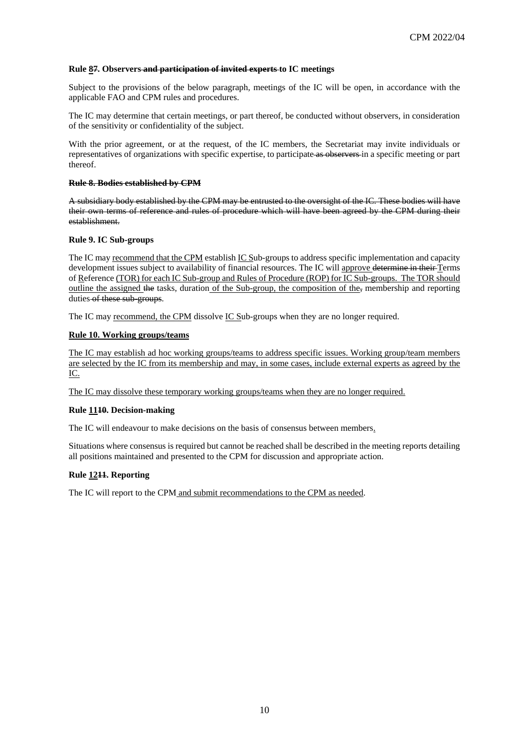**Rule 87. Observers and participation of invited experts to IC meetings**

Subject to the provisions of the below paragraph, meetings of the IC will be open, in accordance with the applicable FAO and CPM rules and procedures.

The IC may determine that certain meetings, or part thereof, be conducted without observers, in consideration of the sensitivity or confidentiality of the subject.

With the prior agreement, or at the request, of the IC members, the Secretariat may invite individuals or representatives of organizations with specific expertise, to participate as observers in a specific meeting or part thereof.

**Rule 8. Bodies established by CPM**

A subsidiary body established by the CPM may be entrusted to the oversight of the IC. These bodies will have their own terms of reference and rules of procedure which will have been agreed by the CPM during their establishment.

**Rule 9. IC Sub-groups**

The IC may recommend that the CPM establish IC Sub-groups to address specific implementation and capacity development issues subject to availability of financial resources. The IC will approve determine in their Terms of Reference (TOR) for each IC Sub-group and Rules of Procedure (ROP) for IC Sub-groups. The TOR should outline the assigned the tasks, duration of the Sub-group, the composition of the, membership and reporting duties of these sub-groups.

The IC may recommend, the CPM dissolve IC Sub-groups when they are no longer required.

**Rule 10. Working groups/teams**

The IC may establish ad hoc working groups/teams to address specific issues. Working group/team members are selected by the IC from its membership and may, in some cases, include external experts as agreed by the IC.

The IC may dissolve these temporary working groups/teams when they are no longer required.

**Rule 1110. Decision-making**

The IC will endeavour to make decisions on the basis of consensus between members.

Situations where consensus is required but cannot be reached shall be described in the meeting reports detailing all positions maintained and presented to the CPM for discussion and appropriate action.

**Rule 1211. Reporting**

The IC will report to the CPM and submit recommendations to the CPM as needed.